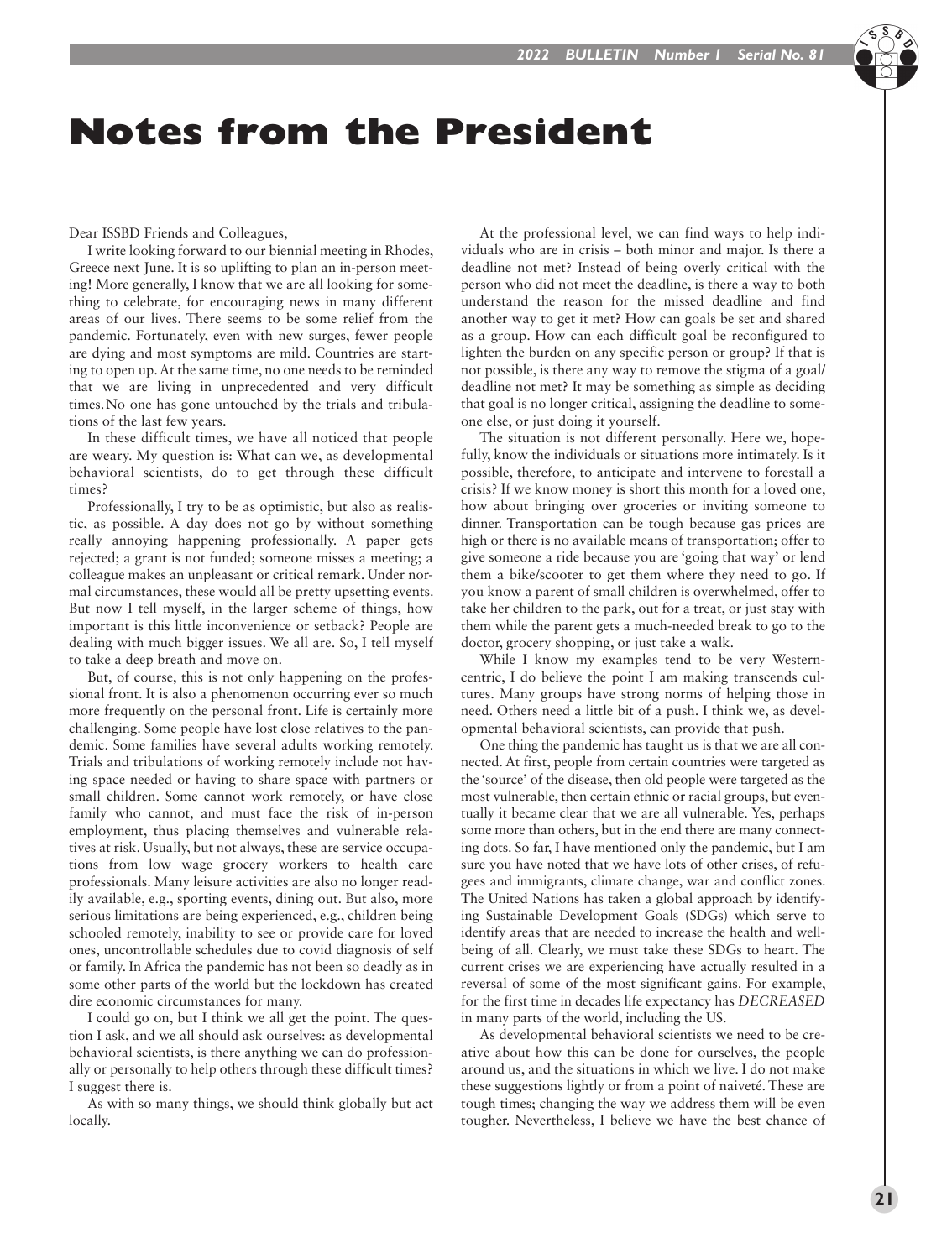# Notes from the President

Dear ISSBD Friends and Colleagues,

I write looking forward to our biennial meeting in Rhodes, Greece next June. It is so uplifting to plan an in-person meeting! More generally, I know that we are all looking for something to celebrate, for encouraging news in many different areas of our lives. There seems to be some relief from the pandemic. Fortunately, even with new surges, fewer people are dying and most symptoms are mild. Countries are starting to open up. At the same time, no one needs to be reminded that we are living in unprecedented and very difficult times. No one has gone untouched by the trials and tribulations of the last few years.

In these difficult times, we have all noticed that people are weary. My question is: What can we, as developmental behavioral scientists, do to get through these difficult times?

Professionally, I try to be as optimistic, but also as realistic, as possible. A day does not go by without something really annoying happening professionally. A paper gets rejected; a grant is not funded; someone misses a meeting; a colleague makes an unpleasant or critical remark. Under normal circumstances, these would all be pretty upsetting events. But now I tell myself, in the larger scheme of things, how important is this little inconvenience or setback? People are dealing with much bigger issues. We all are. So, I tell myself to take a deep breath and move on.

But, of course, this is not only happening on the professional front. It is also a phenomenon occurring ever so much more frequently on the personal front. Life is certainly more challenging. Some people have lost close relatives to the pandemic. Some families have several adults working remotely. Trials and tribulations of working remotely include not having space needed or having to share space with partners or small children. Some cannot work remotely, or have close family who cannot, and must face the risk of in-person employment, thus placing themselves and vulnerable relatives at risk. Usually, but not always, these are service occupations from low wage grocery workers to health care professionals. Many leisure activities are also no longer readily available, e.g., sporting events, dining out. But also, more serious limitations are being experienced, e.g., children being schooled remotely, inability to see or provide care for loved ones, uncontrollable schedules due to covid diagnosis of self or family. In Africa the pandemic has not been so deadly as in some other parts of the world but the lockdown has created dire economic circumstances for many.

I could go on, but I think we all get the point. The question I ask, and we all should ask ourselves: as developmental behavioral scientists, is there anything we can do professionally or personally to help others through these difficult times? I suggest there is.

As with so many things, we should think globally but act locally.

At the professional level, we can find ways to help individuals who are in crisis – both minor and major. Is there a deadline not met? Instead of being overly critical with the person who did not meet the deadline, is there a way to both understand the reason for the missed deadline and find another way to get it met? How can goals be set and shared as a group. How can each difficult goal be reconfigured to lighten the burden on any specific person or group? If that is not possible, is there any way to remove the stigma of a goal/deadline not met? It may be something as simple as deciding that goal is no longer critical, assigning the deadline to someone else, or just doing it yourself.

The situation is not different personally. Here we, hopefully, know the individuals or situations more intimately. Is it possible, therefore, to anticipate and intervene to forestall a crisis? If we know money is short this month for a loved one, how about bringing over groceries or inviting someone to dinner. Transportation can be tough because gas prices are high or there is no available means of transportation; offer to give someone a ride because you are 'going that way' or lend them a bike/scooter to get them where they need to go. If you know a parent of small children is overwhelmed, offer to take her children to the park, out for a treat, or just stay with them while the parent gets a much-needed break to go to the doctor, grocery shopping, or just take a walk.

While I know my examples tend to be very Western-centric, I do believe the point I am making transcends cultures. Many groups have strong norms of helping those in need. Others need a little bit of a push. I think we, as developmental behavioral scientists, can provide that push.

One thing the pandemic has taught us is that we are all connected. At first, people from certain countries were targeted as the 'source' of the disease, then old people were targeted as the most vulnerable, then certain ethnic or racial groups, but eventually it became clear that we are all vulnerable. Yes, perhaps some more than others, but in the end there are many connecting dots. So far, I have mentioned only the pandemic, but I am sure you have noted that we have lots of other crises, of refugees and immigrants, climate change, war and conflict zones. The United Nations has taken a global approach by identifying Sustainable Development Goals (SDGs) which serve to identify areas that are needed to increase the health and well-being of all. Clearly, we must take these SDGs to heart. The current crises we are experiencing have actually resulted in a reversal of some of the most significant gains. For example, for the first time in decades life expectancy has *DECREASED* in many parts of the world, including the US.

As developmental behavioral scientists we need to be creative about how this can be done for ourselves, the people around us, and the situations in which we live. I do not make these suggestions lightly or from a point of naiveté. These are tough times; changing the way we address them will be even tougher. Nevertheless, I believe we have the best chance of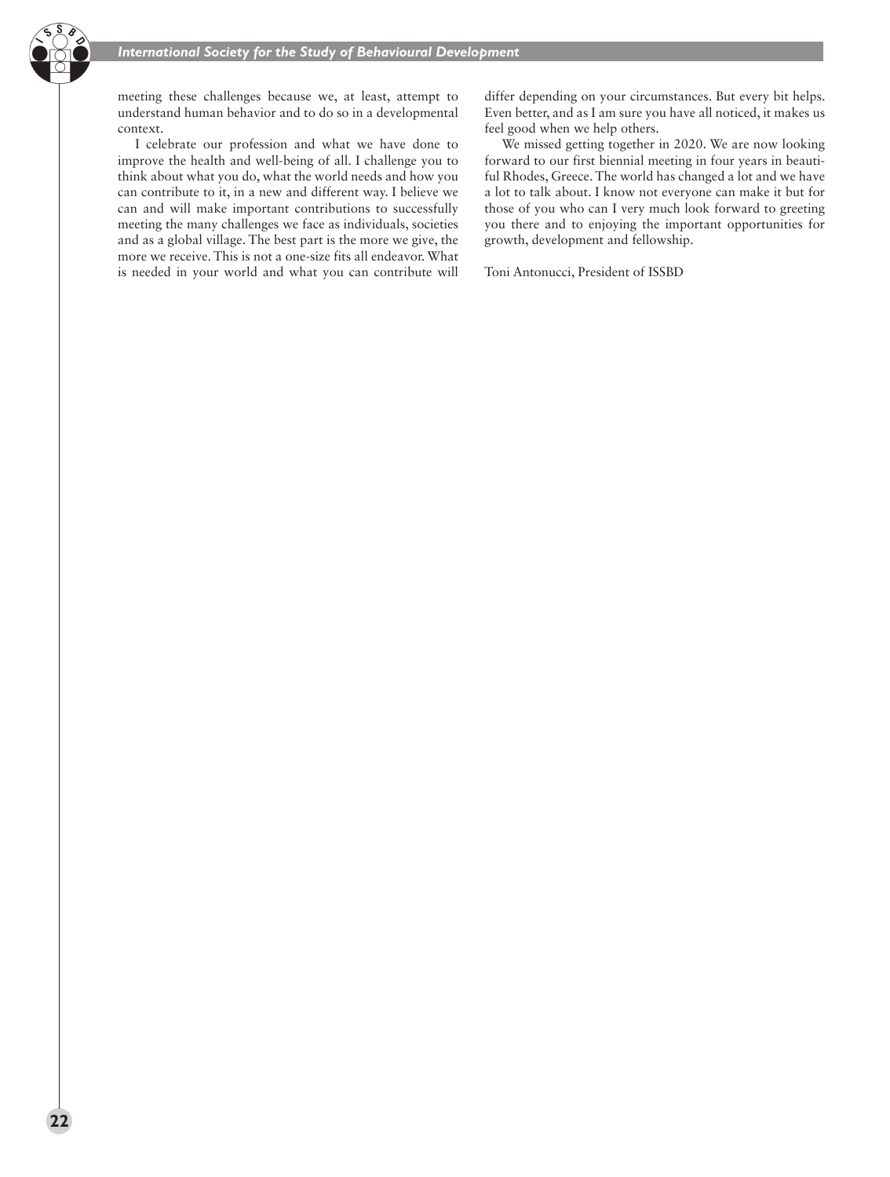meeting these challenges because we, at least, attempt to understand human behavior and to do so in a developmental context.

I celebrate our profession and what we have done to improve the health and well-being of all. I challenge you to think about what you do, what the world needs and how you can contribute to it, in a new and different way. I believe we can and will make important contributions to successfully meeting the many challenges we face as individuals, societies and as a global village. The best part is the more we give, the more we receive. This is not a one-size fits all endeavor. What is needed in your world and what you can contribute will differ depending on your circumstances. But every bit helps. Even better, and as I am sure you have all noticed, it makes us feel good when we help others.

We missed getting together in 2020. We are now looking forward to our first biennial meeting in four years in beautiful Rhodes, Greece. The world has changed a lot and we have a lot to talk about. I know not everyone can make it but for those of you who can I very much look forward to greeting you there and to enjoying the important opportunities for growth, development and fellowship.

Toni Antonucci, President of ISSBD